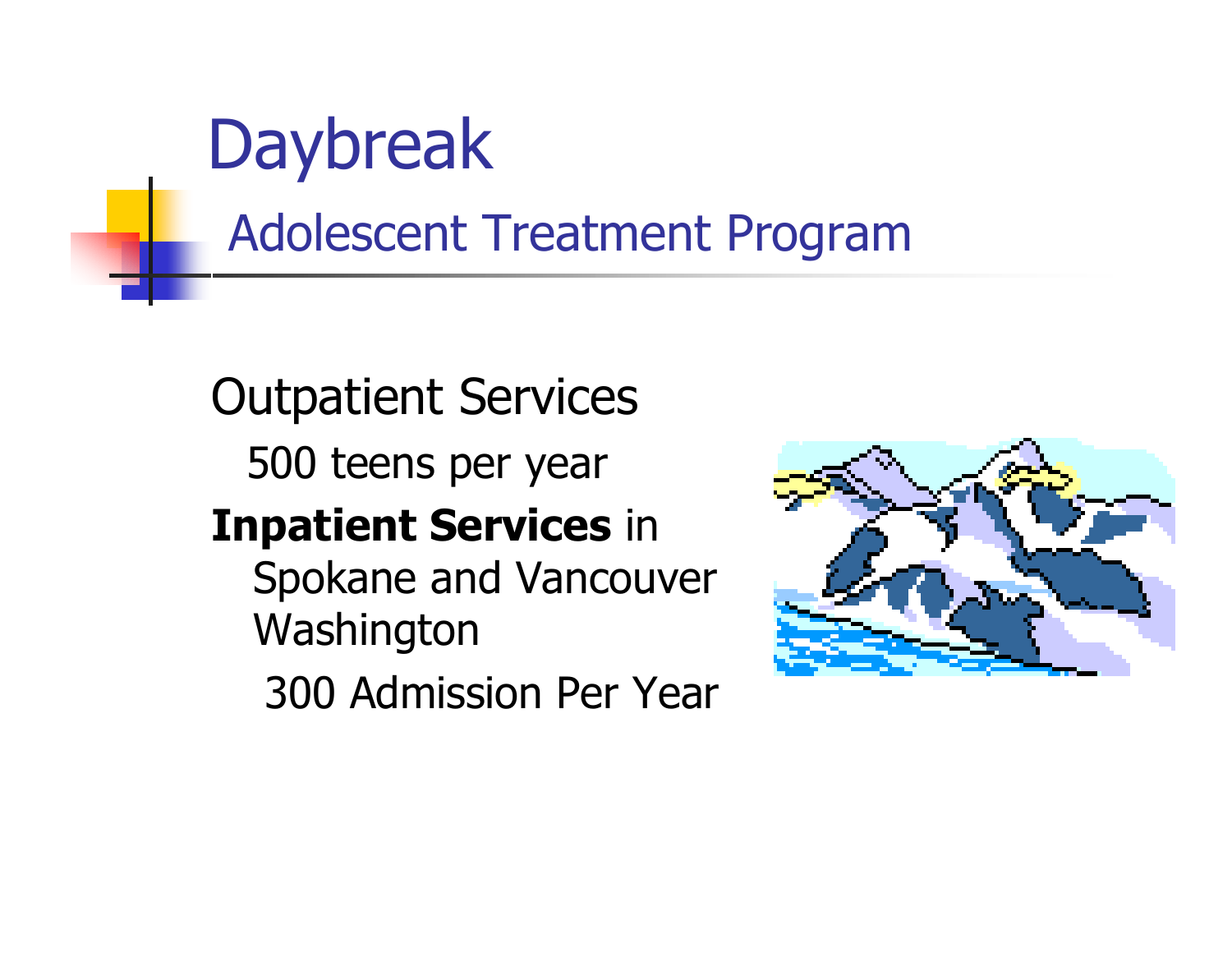# Daybreak

## Adolescent Treatment Program

Outpatient Services

500 teens per year

**Inpatient Services** in Spokane and Vancouver Washington

300 Admission Per Year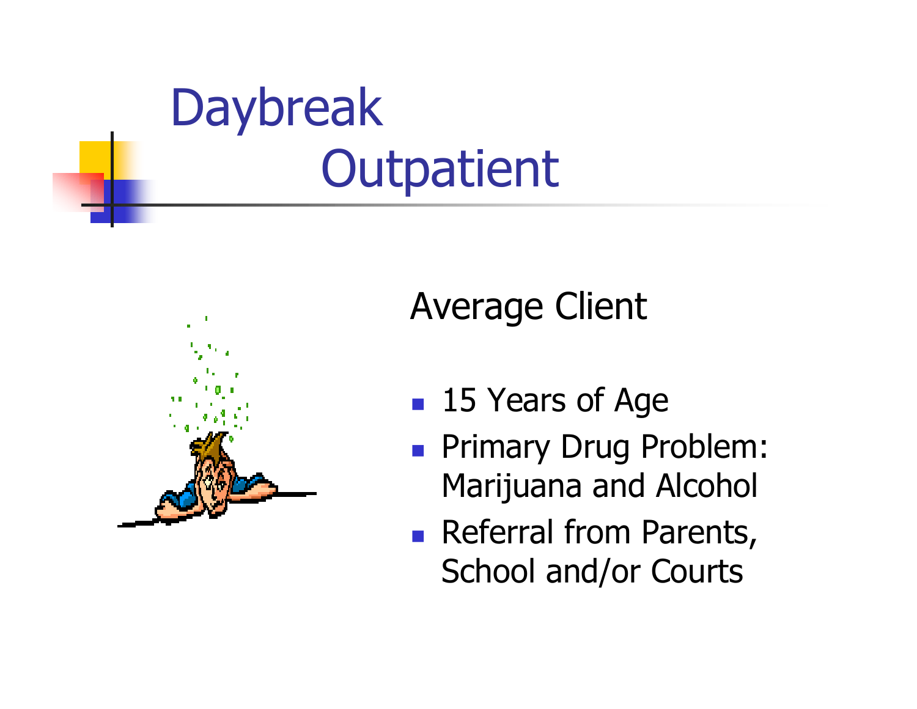# Daybreak Outpatient

## Average Client

- 15 Years of Age
- Primary Drug Problem: Marijuana and Alcohol
- Referral from Parents, School and/or Courts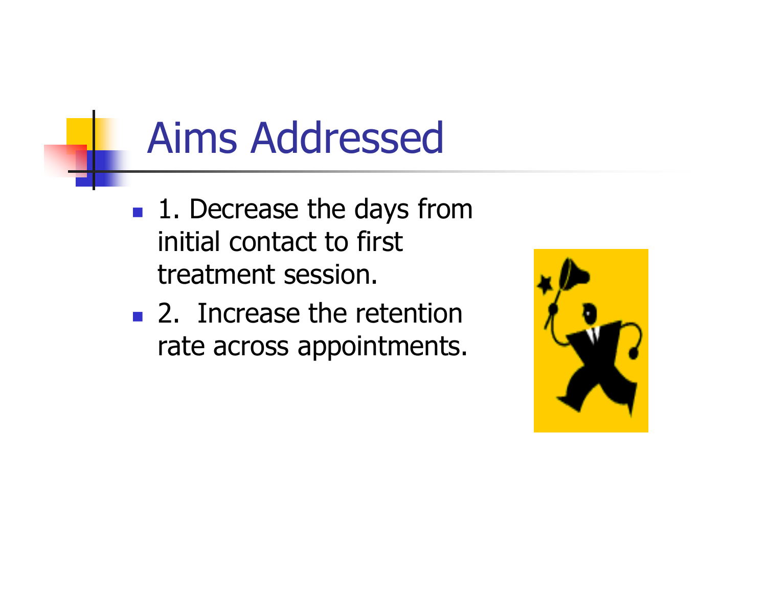# Aims Addressed

- 1. Decrease the days from initial contact to first treatment session.
- 2.  Increase the retention rate across appointments.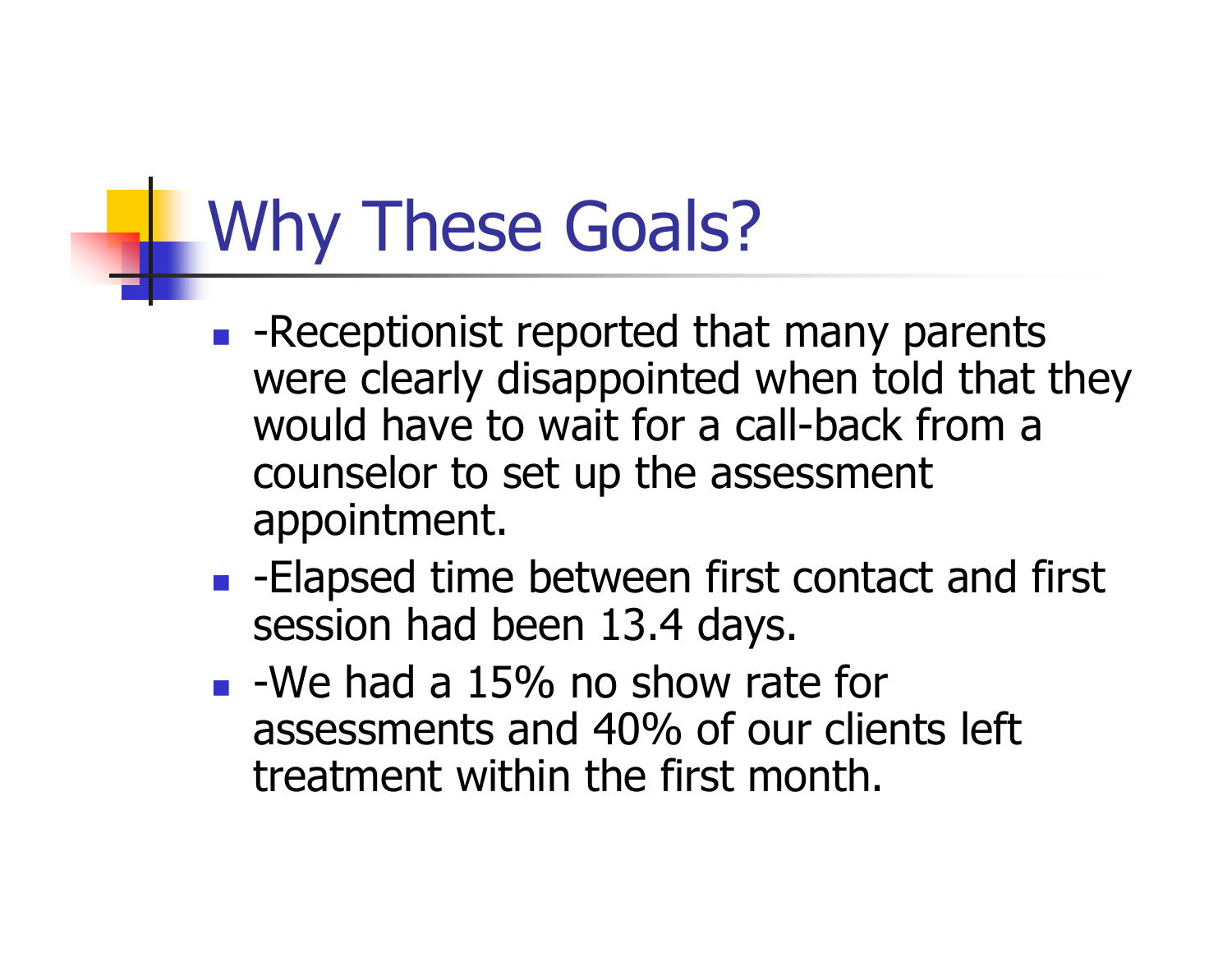# Why These Goals?

- -Receptionist reported that many parents were clearly disappointed when told that they would have to wait for a call-back from a counselor to set up the assessment appointment.
- -Elapsed time between first contact and first session had been 13.4 days.
- -We had a 15% no show rate for assessments and 40% of our clients left treatment within the first month.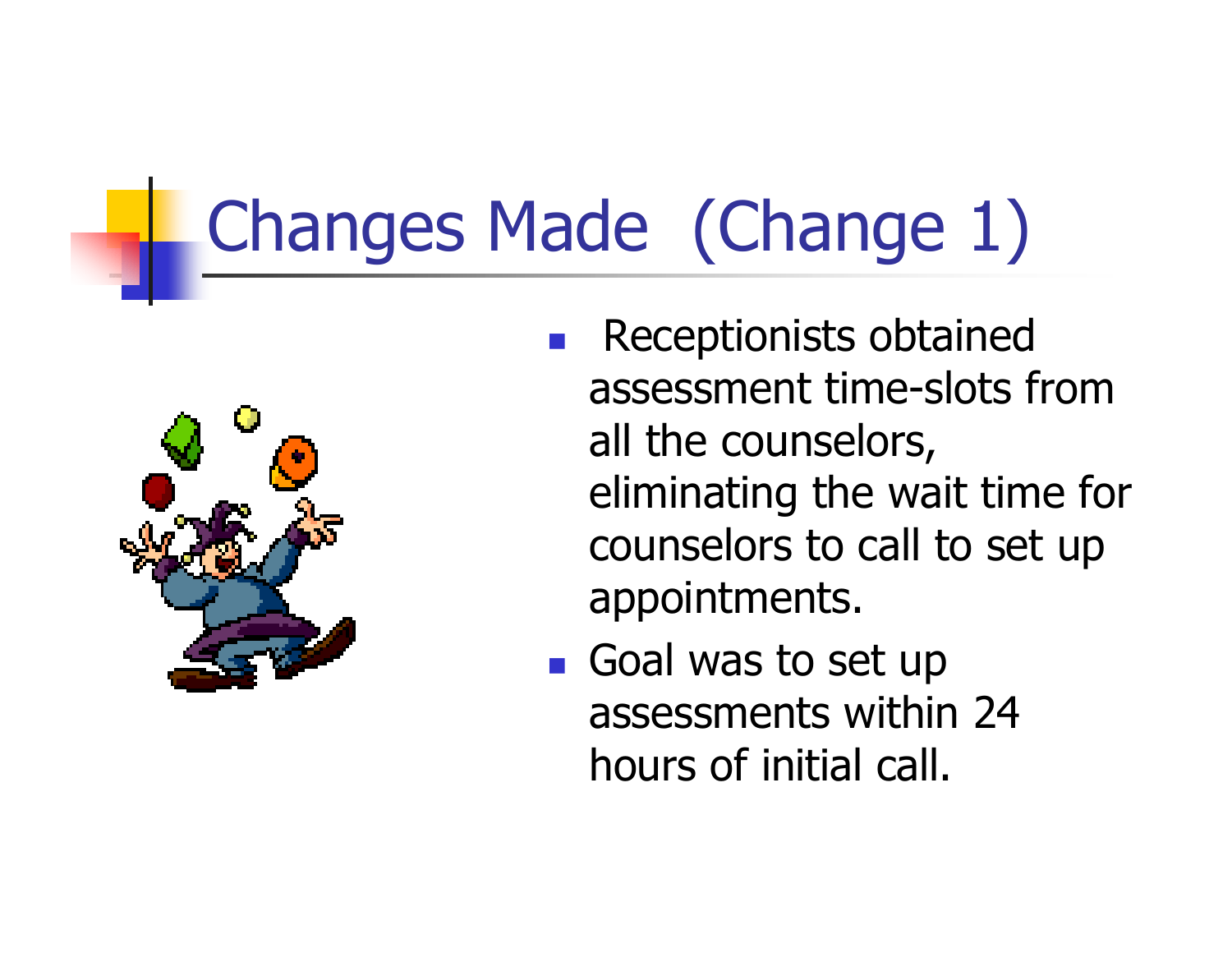# Changes Made (Change 1)

- Receptionists obtained assessment time-slots from all the counselors, eliminating the wait time for counselors to call to set up appointments.
- Goal was to set up assessments within 24 hours of initial call.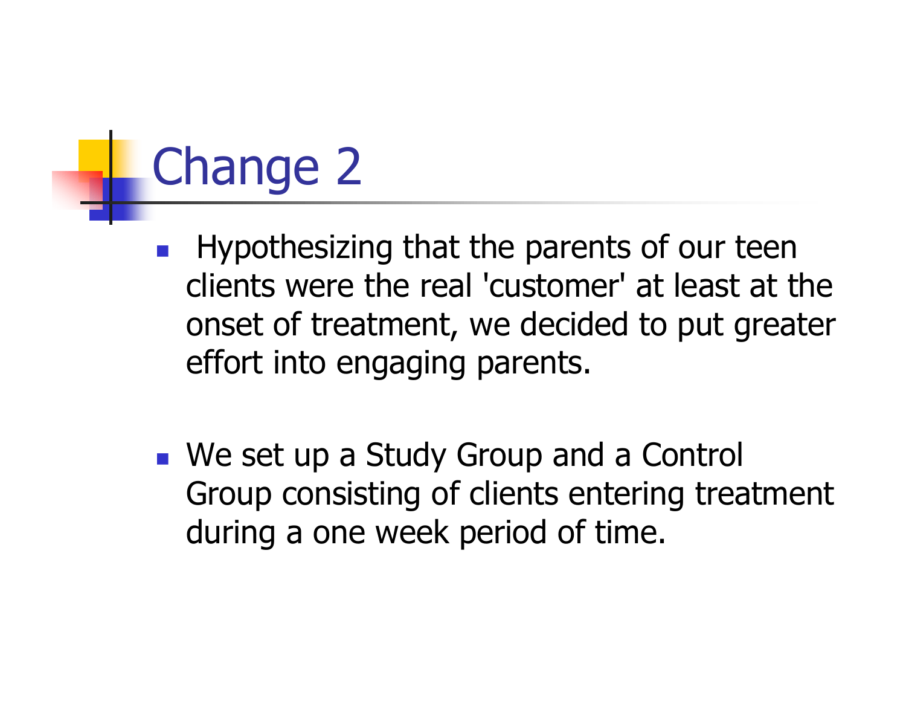# Change 2

- Hypothesizing that the parents of our teen clients were the real 'customer' at least at the onset of treatment, we decided to put greater effort into engaging parents.

- We set up a Study Group and a Control Group consisting of clients entering treatment during a one week period of time.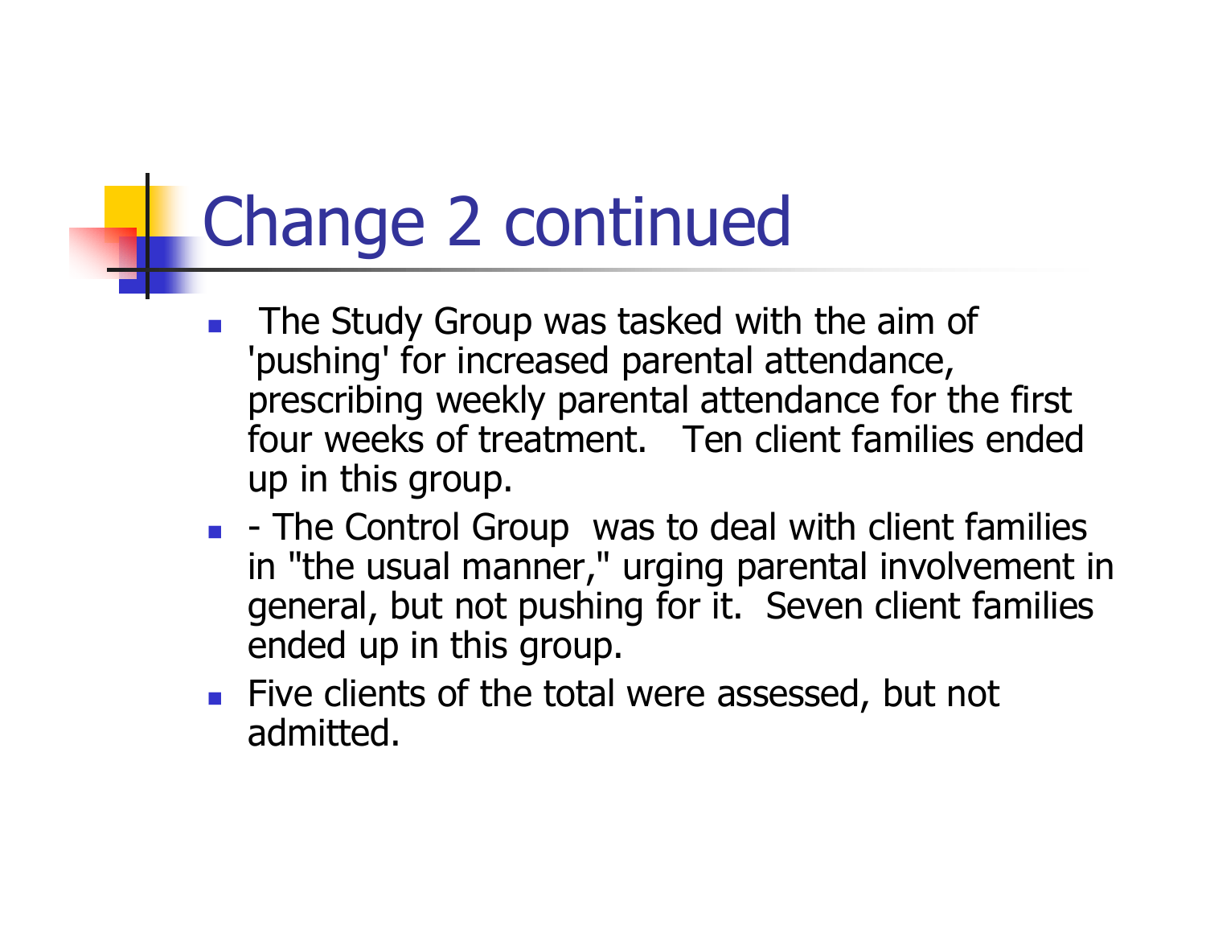# Change 2 continued

- The Study Group was tasked with the aim of 'pushing' for increased parental attendance, prescribing weekly parental attendance for the first four weeks of treatment. Ten client families ended up in this group.
- - The Control Group was to deal with client families in "the usual manner," urging parental involvement in general, but not pushing for it. Seven client families ended up in this group.
- Five clients of the total were assessed, but not admitted.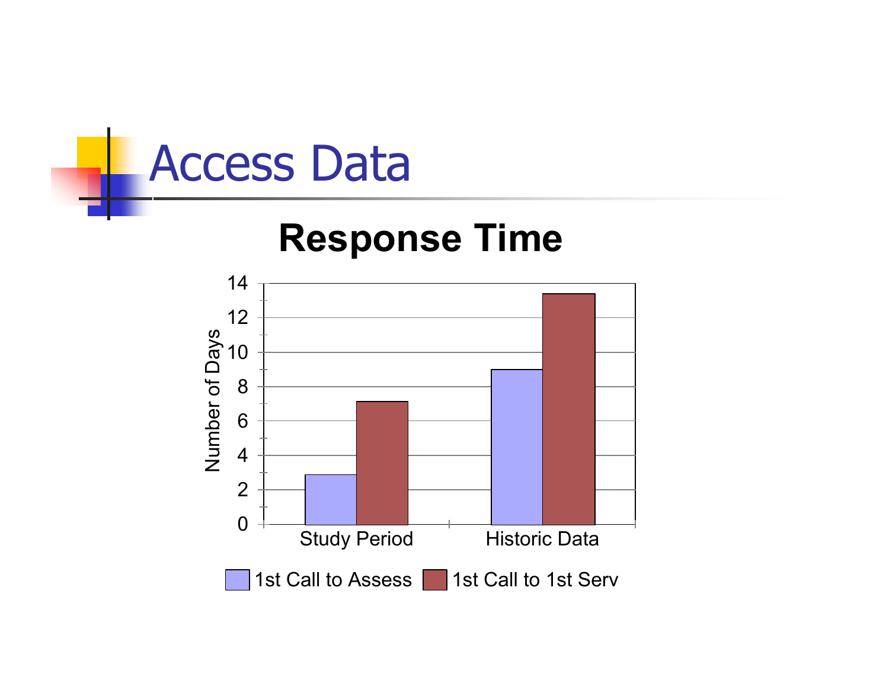# Access Data

## Response Time

| | 1st Call to Assess | 1st Call to 1st Serv |
|---|---|---|
| Study Period | 2.9 | 7.1 |
| Historic Data | 9 | 13.4 |

Number of Days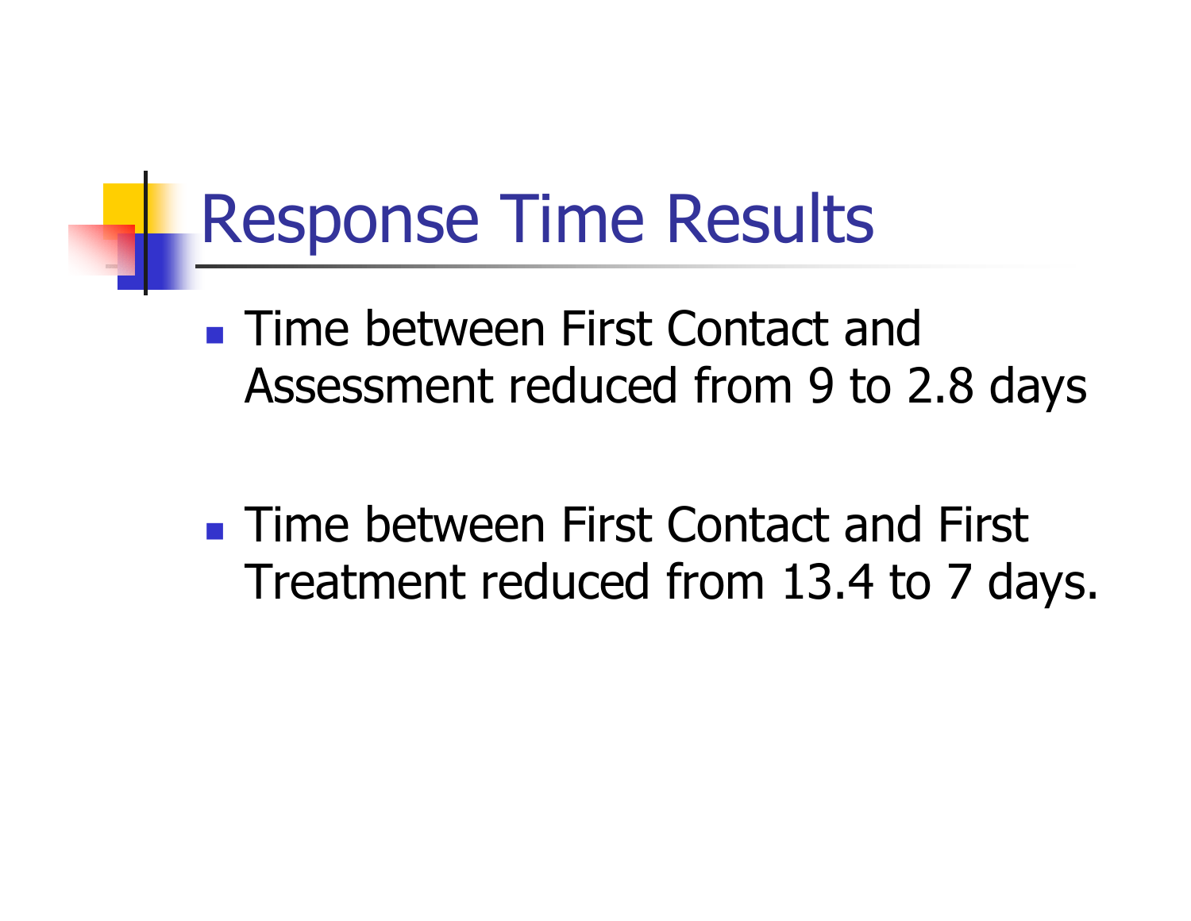# Response Time Results

- Time between First Contact and Assessment reduced from 9 to 2.8 days
- Time between First Contact and First Treatment reduced from 13.4 to 7 days.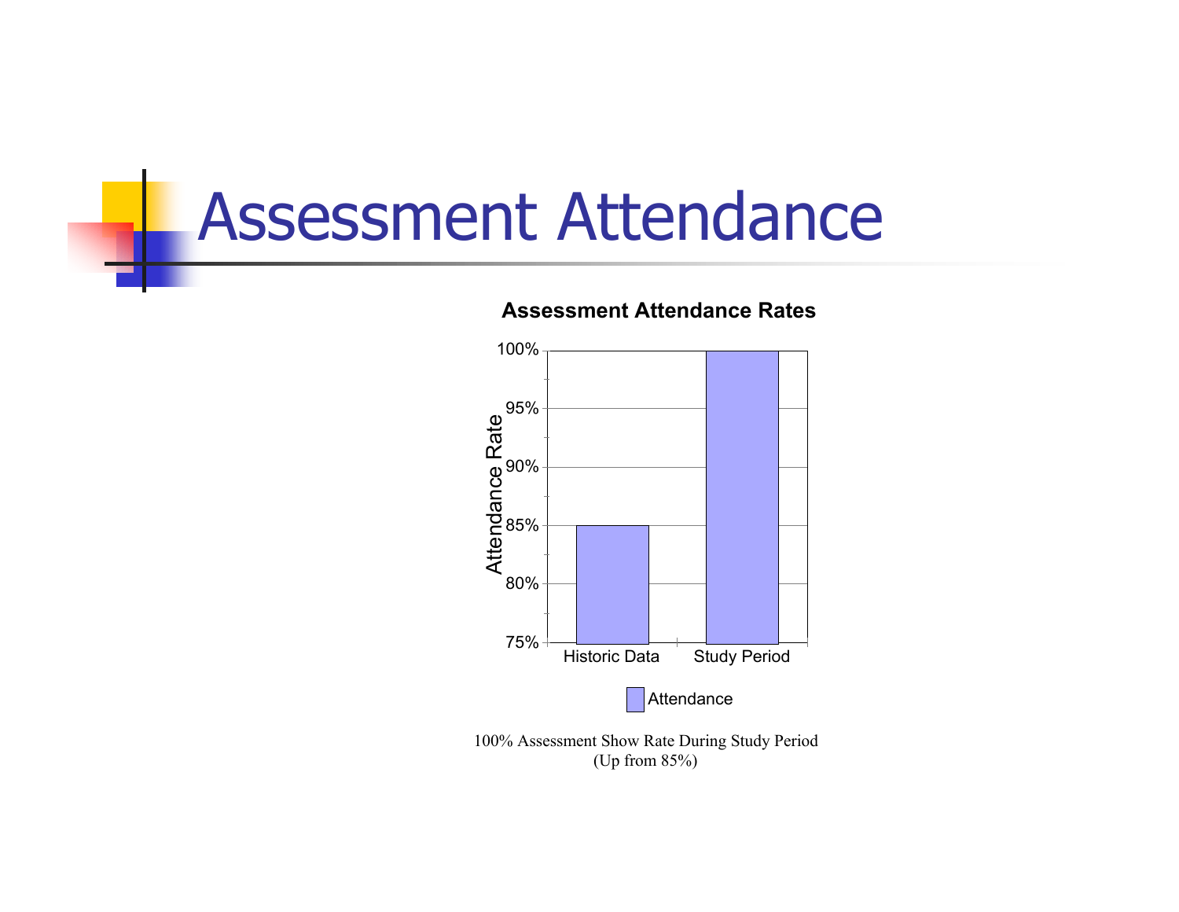# Assessment Attendance

**Assessment Attendance Rates**

| | Attendance |
|---|---|
| Historic Data | 85% |
| Study Period | 100% |

100% Assessment Show Rate During Study Period
(Up from 85%)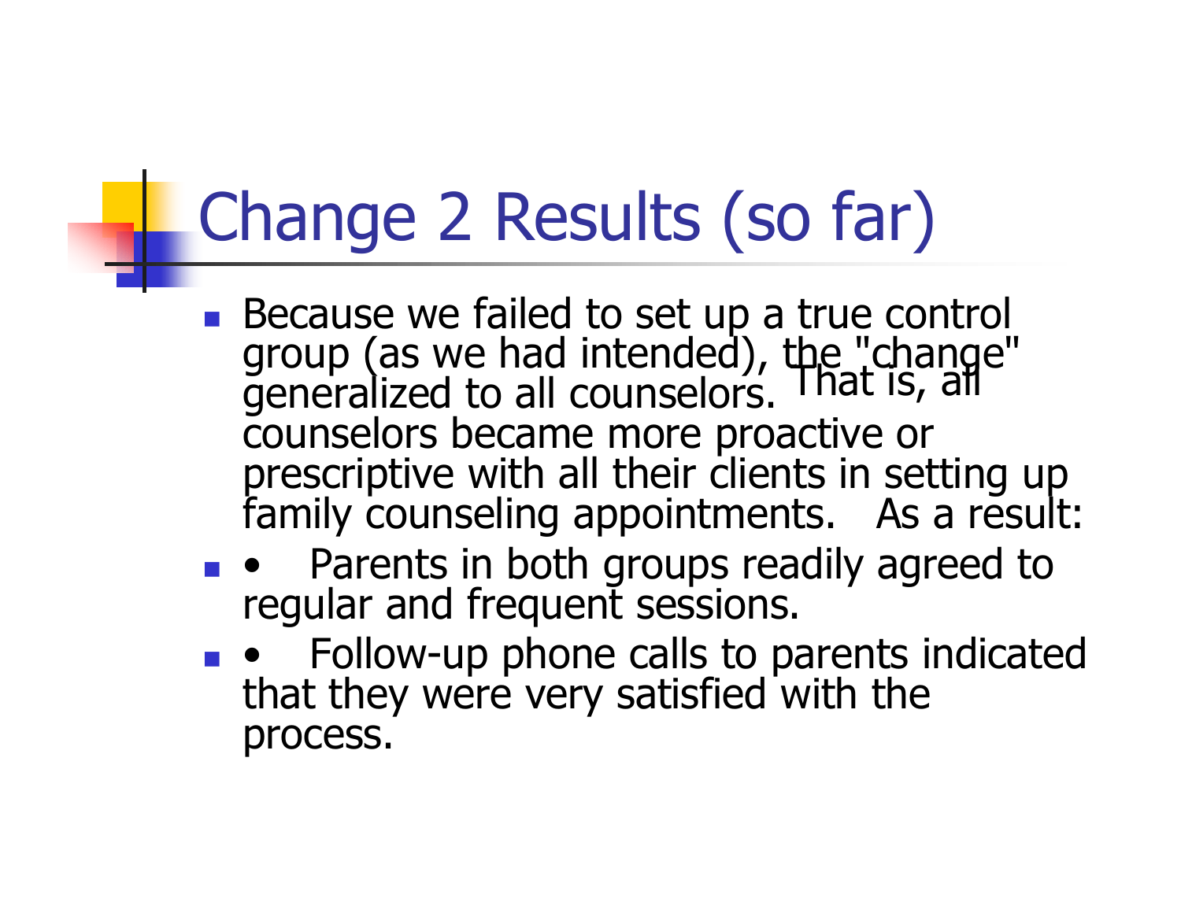# Change 2 Results (so far)

- Because we failed to set up a true control group (as we had intended), the "change" generalized to all counselors. That is, all counselors became more proactive or prescriptive with all their clients in setting up family counseling appointments. As a result:
- • Parents in both groups readily agreed to regular and frequent sessions.
- • Follow-up phone calls to parents indicated that they were very satisfied with the process.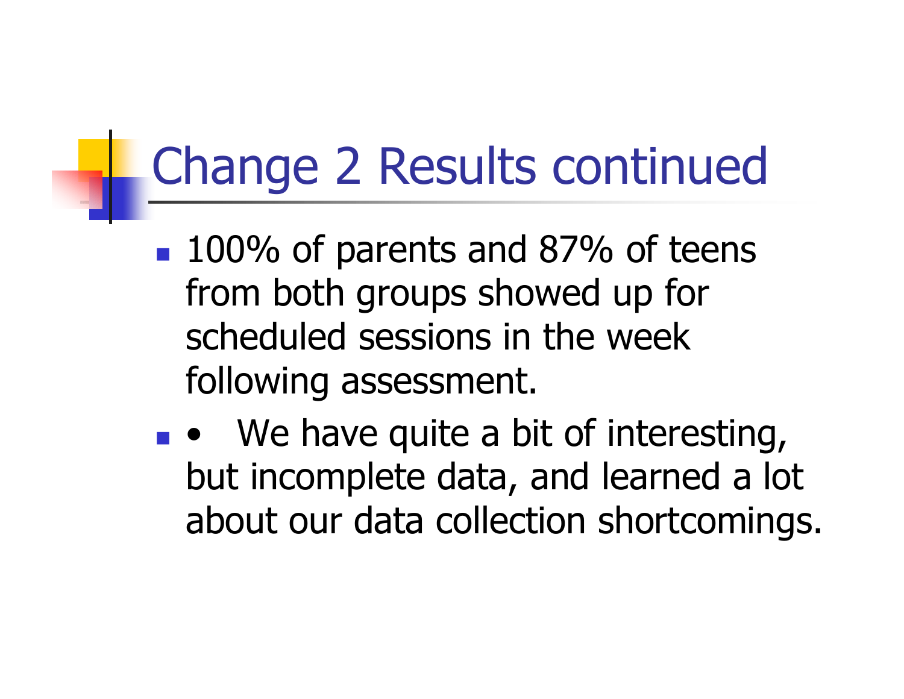# Change 2 Results continued

- 100% of parents and 87% of teens from both groups showed up for scheduled sessions in the week following assessment.
- • We have quite a bit of interesting, but incomplete data, and learned a lot about our data collection shortcomings.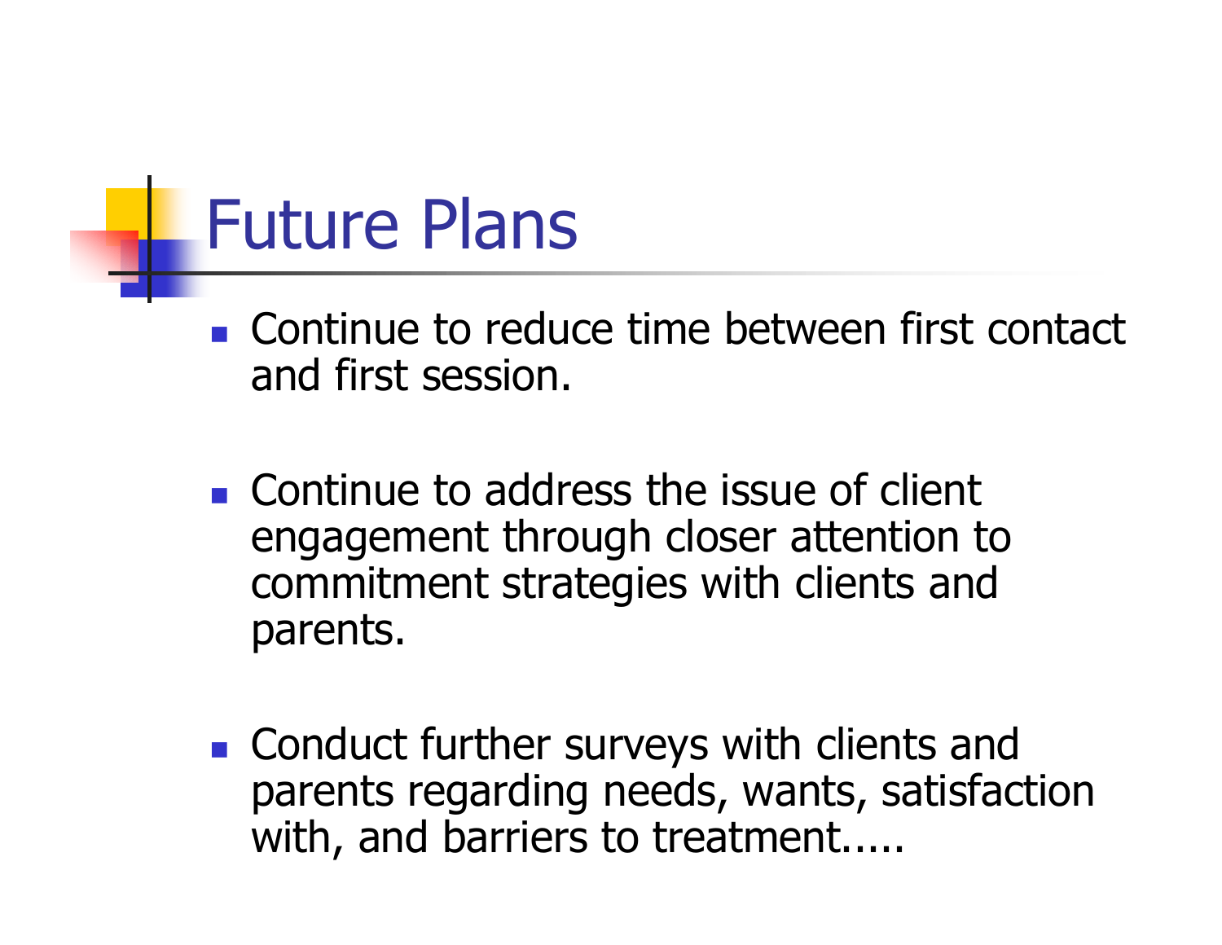# Future Plans

- Continue to reduce time between first contact and first session.

- Continue to address the issue of client engagement through closer attention to commitment strategies with clients and parents.

- Conduct further surveys with clients and parents regarding needs, wants, satisfaction with, and barriers to treatment.....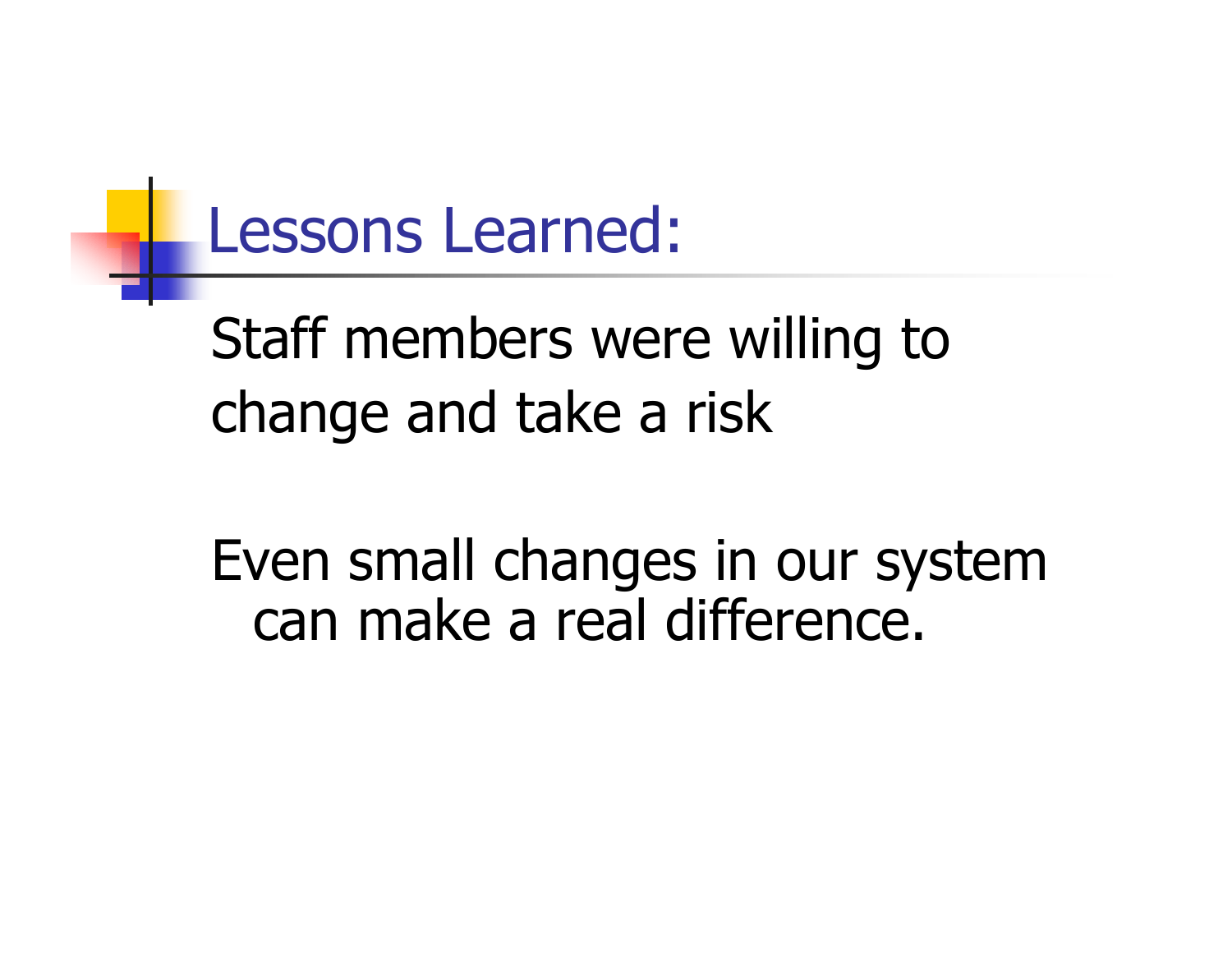# Lessons Learned:

Staff members were willing to change and take a risk

Even small changes in our system can make a real difference.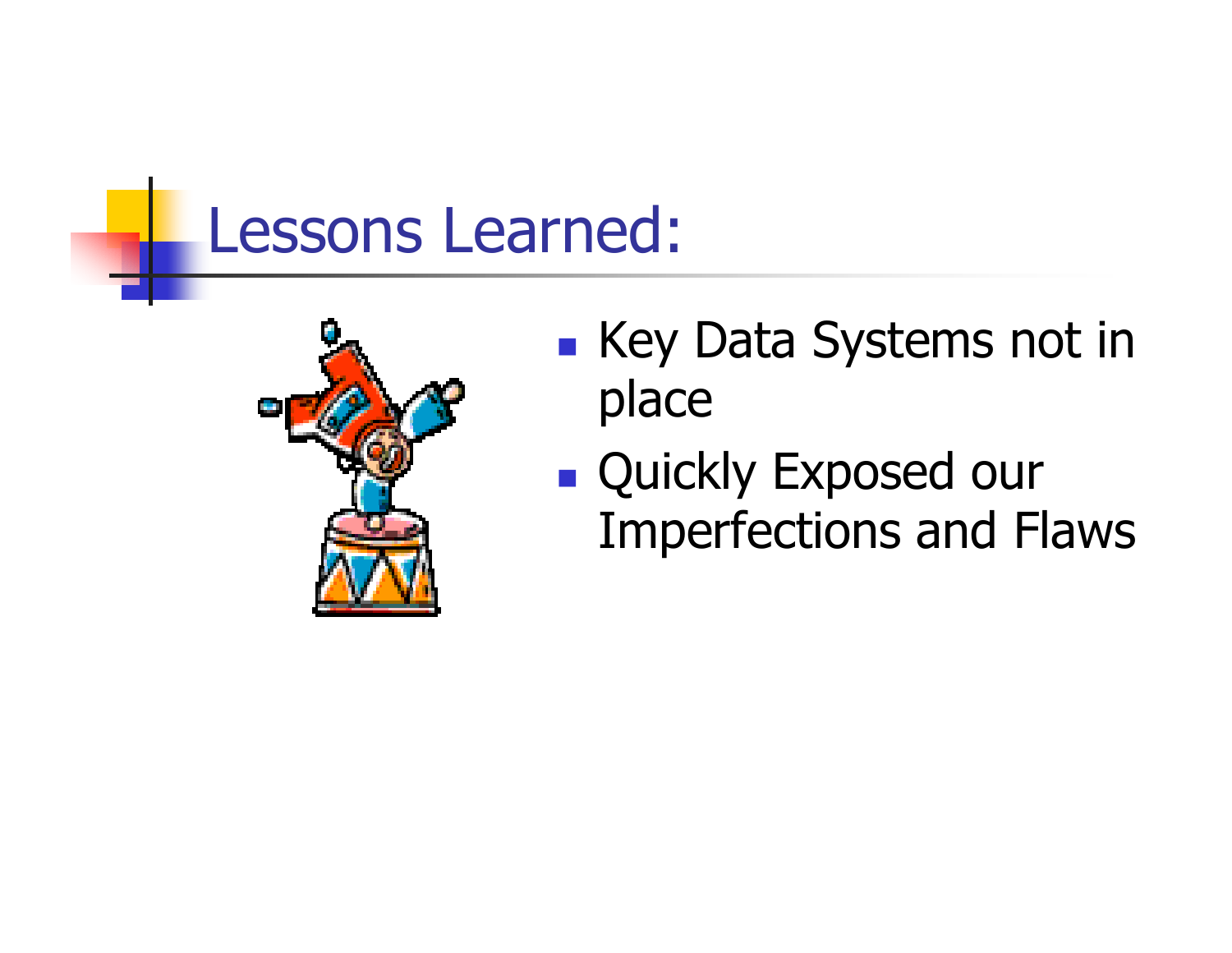# Lessons Learned:

- Key Data Systems not in place
- Quickly Exposed our Imperfections and Flaws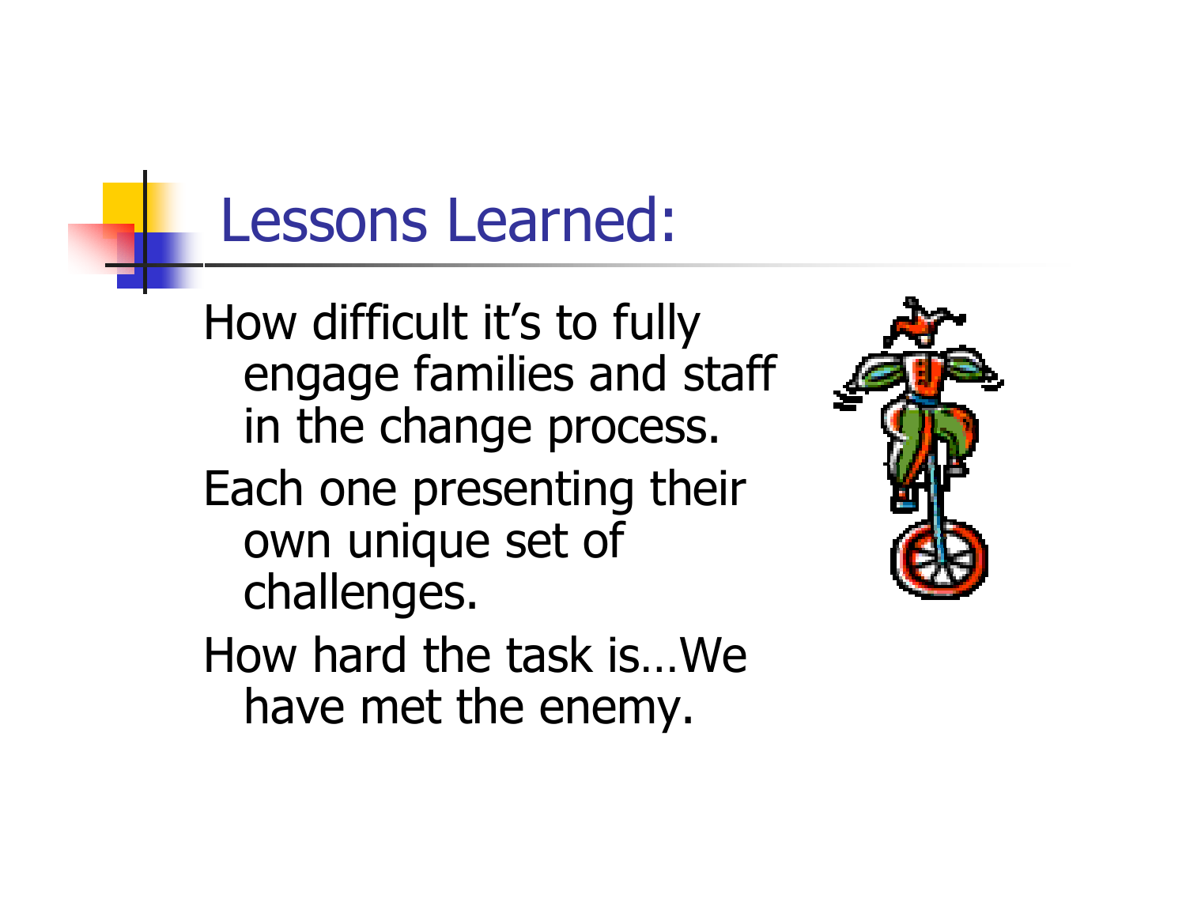# Lessons Learned:

- How difficult it's to fully engage families and staff in the change process.
- Each one presenting their own unique set of challenges.
- How hard the task is…We have met the enemy.